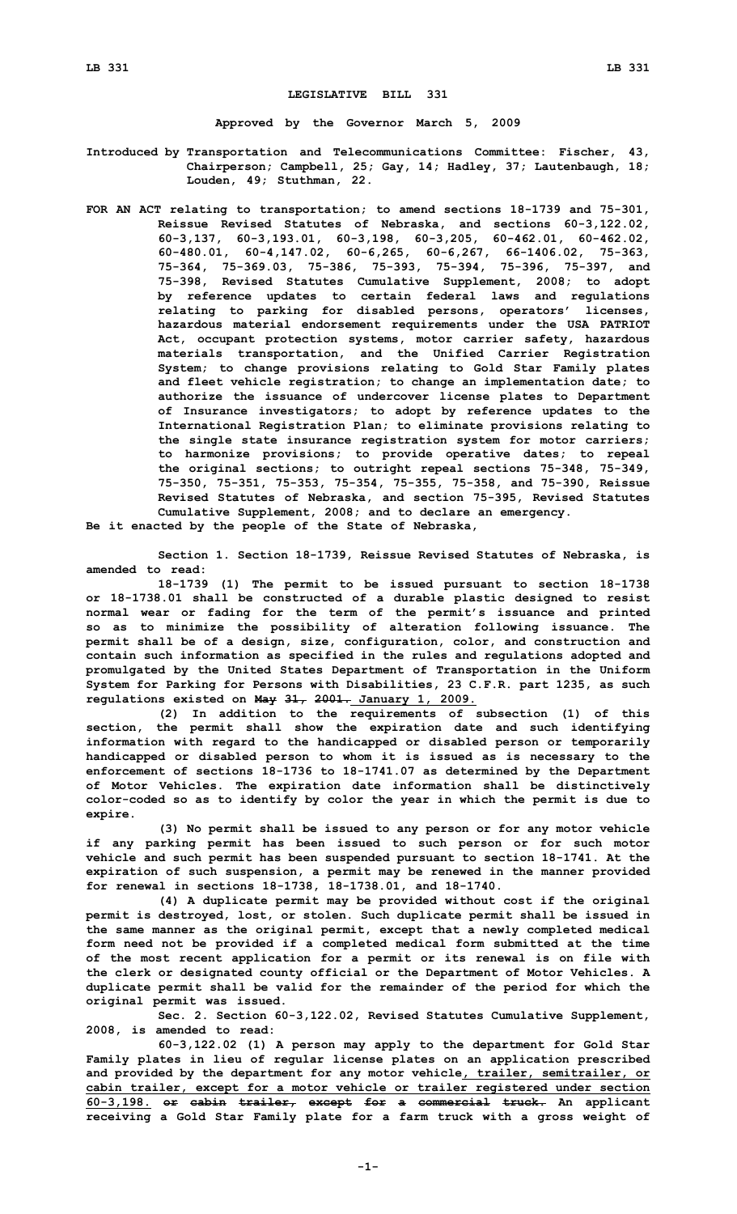**LEGISLATIVE BILL 331**

**Approved by the Governor March 5, 2009**

**Introduced by Transportation and Telecommunications Committee: Fischer, 43, Chairperson; Campbell, 25; Gay, 14; Hadley, 37; Lautenbaugh, 18; Louden, 49; Stuthman, 22.**

**FOR AN ACT relating to transportation; to amend sections 18-1739 and 75-301, Reissue Revised Statutes of Nebraska, and sections 60-3,122.02, 60-3,137, 60-3,193.01, 60-3,198, 60-3,205, 60-462.01, 60-462.02, 60-480.01, 60-4,147.02, 60-6,265, 60-6,267, 66-1406.02, 75-363, 75-364, 75-369.03, 75-386, 75-393, 75-394, 75-396, 75-397, and 75-398, Revised Statutes Cumulative Supplement, 2008; to adopt by reference updates to certain federal laws and regulations relating to parking for disabled persons, operators' licenses, hazardous material endorsement requirements under the USA PATRIOT Act, occupant protection systems, motor carrier safety, hazardous materials transportation, and the Unified Carrier Registration System; to change provisions relating to Gold Star Family plates and fleet vehicle registration; to change an implementation date; to authorize the issuance of undercover license plates to Department of Insurance investigators; to adopt by reference updates to the International Registration Plan; to eliminate provisions relating to the single state insurance registration system for motor carriers; to harmonize provisions; to provide operative dates; to repeal the original sections; to outright repeal sections 75-348, 75-349, 75-350, 75-351, 75-353, 75-354, 75-355, 75-358, and 75-390, Reissue Revised Statutes of Nebraska, and section 75-395, Revised Statutes Cumulative Supplement, 2008; and to declare an emergency.**

**Be it enacted by the people of the State of Nebraska,**

**Section 1. Section 18-1739, Reissue Revised Statutes of Nebraska, is amended to read:**

**18-1739 (1) The permit to be issued pursuant to section 18-1738 or 18-1738.01 shall be constructed of a durable plastic designed to resist normal wear or fading for the term of the permit's issuance and printed so as to minimize the possibility of alteration following issuance. The permit shall be of a design, size, configuration, color, and construction and contain such information as specified in the rules and regulations adopted and promulgated by the United States Department of Transportation in the Uniform System for Parking for Persons with Disabilities, 23 C.F.R. part 1235, as such regulations existed on ~~May 31, 2001.~~ January 1, 2009.**

**(2) In addition to the requirements of subsection (1) of this section, the permit shall show the expiration date and such identifying information with regard to the handicapped or disabled person or temporarily handicapped or disabled person to whom it is issued as is necessary to the enforcement of sections 18-1736 to 18-1741.07 as determined by the Department of Motor Vehicles. The expiration date information shall be distinctively color-coded so as to identify by color the year in which the permit is due to expire.**

**(3) No permit shall be issued to any person or for any motor vehicle if any parking permit has been issued to such person or for such motor vehicle and such permit has been suspended pursuant to section 18-1741. At the expiration of such suspension, a permit may be renewed in the manner provided for renewal in sections 18-1738, 18-1738.01, and 18-1740.**

**(4) A duplicate permit may be provided without cost if the original permit is destroyed, lost, or stolen. Such duplicate permit shall be issued in the same manner as the original permit, except that a newly completed medical form need not be provided if a completed medical form submitted at the time of the most recent application for a permit or its renewal is on file with the clerk or designated county official or the Department of Motor Vehicles. A duplicate permit shall be valid for the remainder of the period for which the original permit was issued.**

**Sec. 2. Section 60-3,122.02, Revised Statutes Cumulative Supplement, 2008, is amended to read:**

**60-3,122.02 (1) A person may apply to the department for Gold Star Family plates in lieu of regular license plates on an application prescribed and provided by the department for any motor vehicle, trailer, semitrailer, or cabin trailer, except for a motor vehicle or trailer registered under section 60-3,198. ~~or cabin trailer, except for a commercial truck.~~ An applicant receiving a Gold Star Family plate for a farm truck with a gross weight of**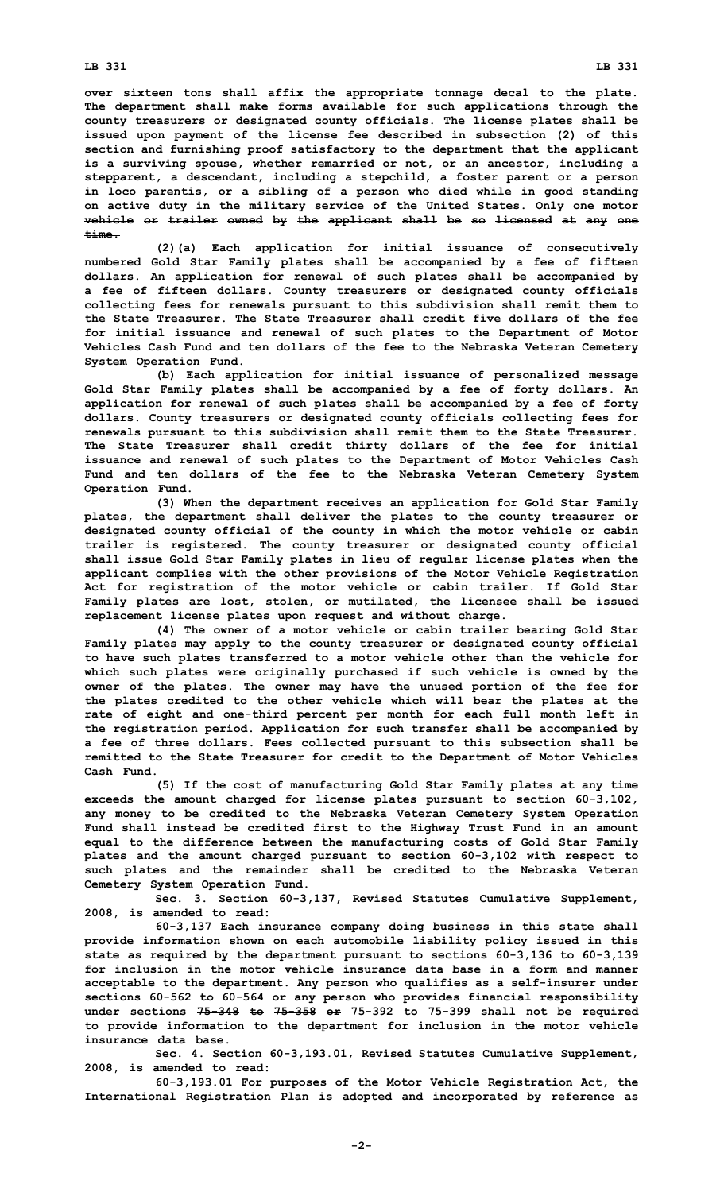over sixteen tons shall affix the appropriate tonnage decal to the plate. The department shall make forms available for such applications through the county treasurers or designated county officials. The license plates shall be issued upon payment of the license fee described in subsection (2) of this section and furnishing proof satisfactory to the department that the applicant is a surviving spouse, whether remarried or not, or an ancestor, including a stepparent, a descendant, including a stepchild, a foster parent or a person in loco parentis, or a sibling of a person who died while in good standing on active duty in the military service of the United States. ~~Only one motor vehicle or trailer owned by the applicant shall be so licensed at any one time.~~

(2)(a) Each application for initial issuance of consecutively numbered Gold Star Family plates shall be accompanied by a fee of fifteen dollars. An application for renewal of such plates shall be accompanied by a fee of fifteen dollars. County treasurers or designated county officials collecting fees for renewals pursuant to this subdivision shall remit them to the State Treasurer. The State Treasurer shall credit five dollars of the fee for initial issuance and renewal of such plates to the Department of Motor Vehicles Cash Fund and ten dollars of the fee to the Nebraska Veteran Cemetery System Operation Fund.

(b) Each application for initial issuance of personalized message Gold Star Family plates shall be accompanied by a fee of forty dollars. An application for renewal of such plates shall be accompanied by a fee of forty dollars. County treasurers or designated county officials collecting fees for renewals pursuant to this subdivision shall remit them to the State Treasurer. The State Treasurer shall credit thirty dollars of the fee for initial issuance and renewal of such plates to the Department of Motor Vehicles Cash Fund and ten dollars of the fee to the Nebraska Veteran Cemetery System Operation Fund.

(3) When the department receives an application for Gold Star Family plates, the department shall deliver the plates to the county treasurer or designated county official of the county in which the motor vehicle or cabin trailer is registered. The county treasurer or designated county official shall issue Gold Star Family plates in lieu of regular license plates when the applicant complies with the other provisions of the Motor Vehicle Registration Act for registration of the motor vehicle or cabin trailer. If Gold Star Family plates are lost, stolen, or mutilated, the licensee shall be issued replacement license plates upon request and without charge.

(4) The owner of a motor vehicle or cabin trailer bearing Gold Star Family plates may apply to the county treasurer or designated county official to have such plates transferred to a motor vehicle other than the vehicle for which such plates were originally purchased if such vehicle is owned by the owner of the plates. The owner may have the unused portion of the fee for the plates credited to the other vehicle which will bear the plates at the rate of eight and one-third percent per month for each full month left in the registration period. Application for such transfer shall be accompanied by a fee of three dollars. Fees collected pursuant to this subsection shall be remitted to the State Treasurer for credit to the Department of Motor Vehicles Cash Fund.

(5) If the cost of manufacturing Gold Star Family plates at any time exceeds the amount charged for license plates pursuant to section 60-3,102, any money to be credited to the Nebraska Veteran Cemetery System Operation Fund shall instead be credited first to the Highway Trust Fund in an amount equal to the difference between the manufacturing costs of Gold Star Family plates and the amount charged pursuant to section 60-3,102 with respect to such plates and the remainder shall be credited to the Nebraska Veteran Cemetery System Operation Fund.

Sec. 3. Section 60-3,137, Revised Statutes Cumulative Supplement, 2008, is amended to read:

60-3,137 Each insurance company doing business in this state shall provide information shown on each automobile liability policy issued in this state as required by the department pursuant to sections 60-3,136 to 60-3,139 for inclusion in the motor vehicle insurance data base in a form and manner acceptable to the department. Any person who qualifies as a self-insurer under sections 60-562 to 60-564 or any person who provides financial responsibility under sections ~~75-348 to 75-358 or~~ 75-392 to 75-399 shall not be required to provide information to the department for inclusion in the motor vehicle insurance data base.

Sec. 4. Section 60-3,193.01, Revised Statutes Cumulative Supplement, 2008, is amended to read:

60-3,193.01 For purposes of the Motor Vehicle Registration Act, the International Registration Plan is adopted and incorporated by reference as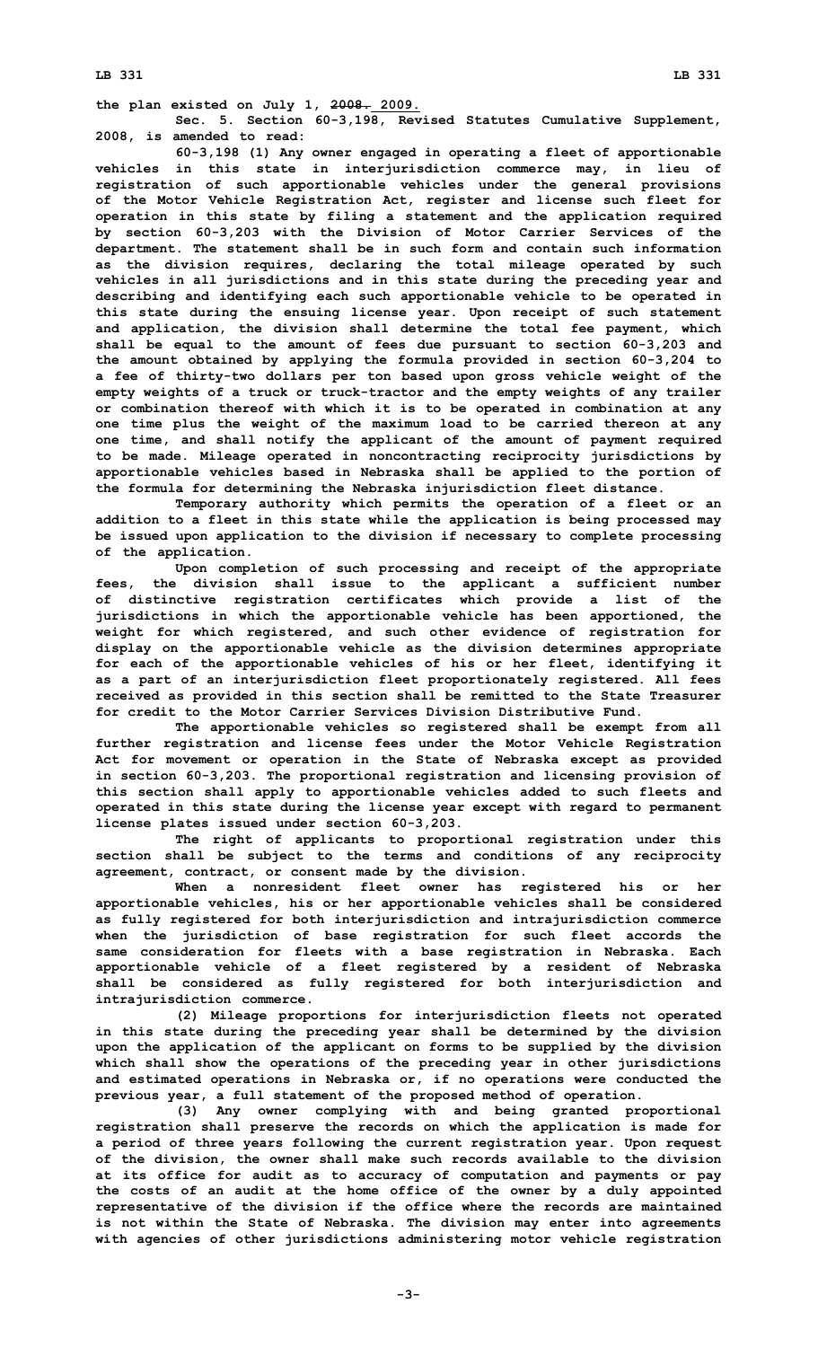the plan existed on July 1, ~~2008.~~ 2009.

Sec. 5. Section 60-3,198, Revised Statutes Cumulative Supplement, 2008, is amended to read:

60-3,198 (1) Any owner engaged in operating a fleet of apportionable vehicles in this state in interjurisdiction commerce may, in lieu of registration of such apportionable vehicles under the general provisions of the Motor Vehicle Registration Act, register and license such fleet for operation in this state by filing a statement and the application required by section 60-3,203 with the Division of Motor Carrier Services of the department. The statement shall be in such form and contain such information as the division requires, declaring the total mileage operated by such vehicles in all jurisdictions and in this state during the preceding year and describing and identifying each such apportionable vehicle to be operated in this state during the ensuing license year. Upon receipt of such statement and application, the division shall determine the total fee payment, which shall be equal to the amount of fees due pursuant to section 60-3,203 and the amount obtained by applying the formula provided in section 60-3,204 to a fee of thirty-two dollars per ton based upon gross vehicle weight of the empty weights of a truck or truck-tractor and the empty weights of any trailer or combination thereof with which it is to be operated in combination at any one time plus the weight of the maximum load to be carried thereon at any one time, and shall notify the applicant of the amount of payment required to be made. Mileage operated in noncontracting reciprocity jurisdictions by apportionable vehicles based in Nebraska shall be applied to the portion of the formula for determining the Nebraska injurisdiction fleet distance.

Temporary authority which permits the operation of a fleet or an addition to a fleet in this state while the application is being processed may be issued upon application to the division if necessary to complete processing of the application.

Upon completion of such processing and receipt of the appropriate fees, the division shall issue to the applicant a sufficient number of distinctive registration certificates which provide a list of the jurisdictions in which the apportionable vehicle has been apportioned, the weight for which registered, and such other evidence of registration for display on the apportionable vehicle as the division determines appropriate for each of the apportionable vehicles of his or her fleet, identifying it as a part of an interjurisdiction fleet proportionately registered. All fees received as provided in this section shall be remitted to the State Treasurer for credit to the Motor Carrier Services Division Distributive Fund.

The apportionable vehicles so registered shall be exempt from all further registration and license fees under the Motor Vehicle Registration Act for movement or operation in the State of Nebraska except as provided in section 60-3,203. The proportional registration and licensing provision of this section shall apply to apportionable vehicles added to such fleets and operated in this state during the license year except with regard to permanent license plates issued under section 60-3,203.

The right of applicants to proportional registration under this section shall be subject to the terms and conditions of any reciprocity agreement, contract, or consent made by the division.

When a nonresident fleet owner has registered his or her apportionable vehicles, his or her apportionable vehicles shall be considered as fully registered for both interjurisdiction and intrajurisdiction commerce when the jurisdiction of base registration for such fleet accords the same consideration for fleets with a base registration in Nebraska. Each apportionable vehicle of a fleet registered by a resident of Nebraska shall be considered as fully registered for both interjurisdiction and intrajurisdiction commerce.

(2) Mileage proportions for interjurisdiction fleets not operated in this state during the preceding year shall be determined by the division upon the application of the applicant on forms to be supplied by the division which shall show the operations of the preceding year in other jurisdictions and estimated operations in Nebraska or, if no operations were conducted the previous year, a full statement of the proposed method of operation.

(3) Any owner complying with and being granted proportional registration shall preserve the records on which the application is made for a period of three years following the current registration year. Upon request of the division, the owner shall make such records available to the division at its office for audit as to accuracy of computation and payments or pay the costs of an audit at the home office of the owner by a duly appointed representative of the division if the office where the records are maintained is not within the State of Nebraska. The division may enter into agreements with agencies of other jurisdictions administering motor vehicle registration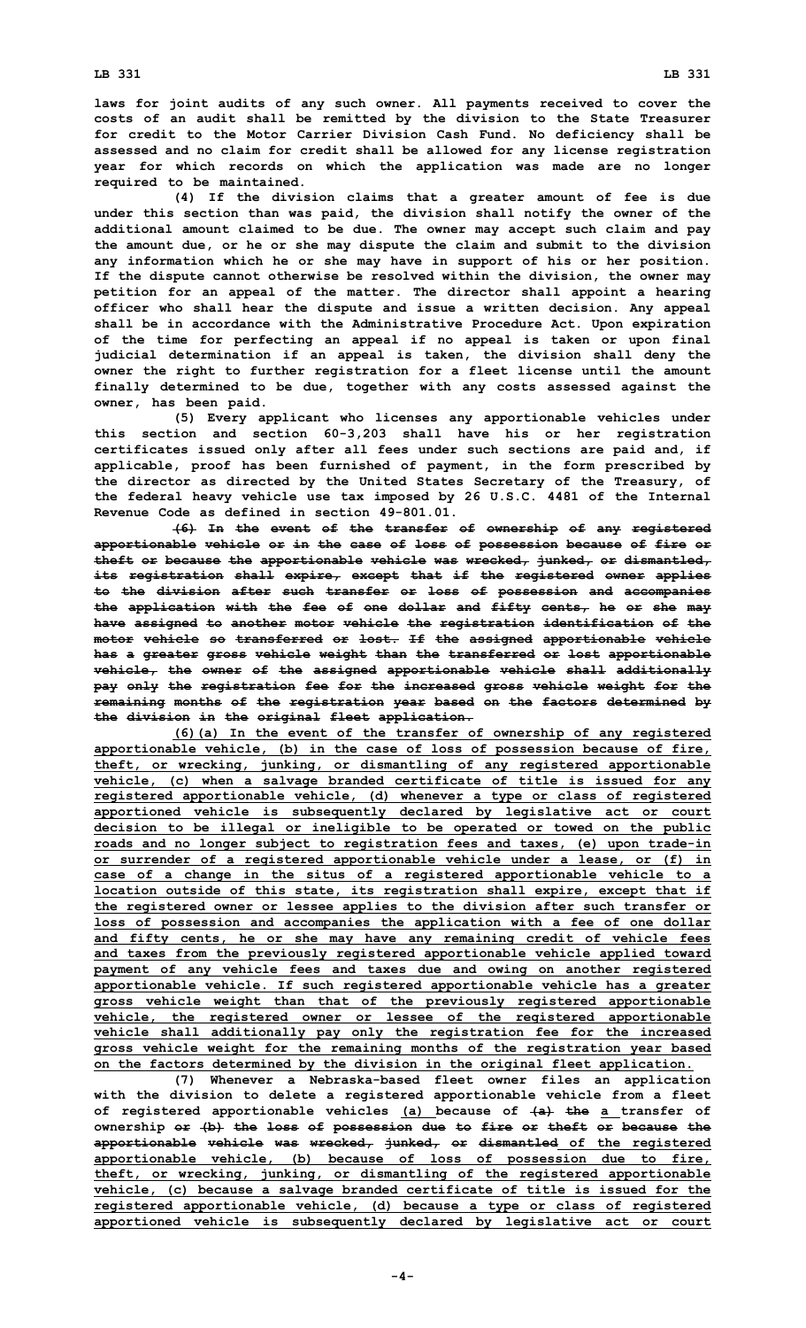laws for joint audits of any such owner. All payments received to cover the costs of an audit shall be remitted by the division to the State Treasurer for credit to the Motor Carrier Division Cash Fund. No deficiency shall be assessed and no claim for credit shall be allowed for any license registration year for which records on which the application was made are no longer required to be maintained.

(4) If the division claims that a greater amount of fee is due under this section than was paid, the division shall notify the owner of the additional amount claimed to be due. The owner may accept such claim and pay the amount due, or he or she may dispute the claim and submit to the division any information which he or she may have in support of his or her position. If the dispute cannot otherwise be resolved within the division, the owner may petition for an appeal of the matter. The director shall appoint a hearing officer who shall hear the dispute and issue a written decision. Any appeal shall be in accordance with the Administrative Procedure Act. Upon expiration of the time for perfecting an appeal if no appeal is taken or upon final judicial determination if an appeal is taken, the division shall deny the owner the right to further registration for a fleet license until the amount finally determined to be due, together with any costs assessed against the owner, has been paid.

(5) Every applicant who licenses any apportionable vehicles under this section and section 60-3,203 shall have his or her registration certificates issued only after all fees under such sections are paid and, if applicable, proof has been furnished of payment, in the form prescribed by the director as directed by the United States Secretary of the Treasury, of the federal heavy vehicle use tax imposed by 26 U.S.C. 4481 of the Internal Revenue Code as defined in section 49-801.01.

~~(6) In the event of the transfer of ownership of any registered apportionable vehicle or in the case of loss of possession because of fire or theft or because the apportionable vehicle was wrecked, junked, or dismantled, its registration shall expire, except that if the registered owner applies to the division after such transfer or loss of possession and accompanies the application with the fee of one dollar and fifty cents, he or she may have assigned to another motor vehicle the registration identification of the motor vehicle so transferred or lost. If the assigned apportionable vehicle has a greater gross vehicle weight than the transferred or lost apportionable vehicle, the owner of the assigned apportionable vehicle shall additionally pay only the registration fee for the increased gross vehicle weight for the remaining months of the registration year based on the factors determined by the division in the original fleet application.~~

<u>(6)(a) In the event of the transfer of ownership of any registered apportionable vehicle, (b) in the case of loss of possession because of fire, theft, or wrecking, junking, or dismantling of any registered apportionable vehicle, (c) when a salvage branded certificate of title is issued for any registered apportionable vehicle, (d) whenever a type or class of registered apportioned vehicle is subsequently declared by legislative act or court decision to be illegal or ineligible to be operated or towed on the public roads and no longer subject to registration fees and taxes, (e) upon trade-in or surrender of a registered apportionable vehicle under a lease, or (f) in case of a change in the situs of a registered apportionable vehicle to a location outside of this state, its registration shall expire, except that if the registered owner or lessee applies to the division after such transfer or loss of possession and accompanies the application with a fee of one dollar and fifty cents, he or she may have any remaining credit of vehicle fees and taxes from the previously registered apportionable vehicle applied toward payment of any vehicle fees and taxes due and owing on another registered apportionable vehicle. If such registered apportionable vehicle has a greater gross vehicle weight than that of the previously registered apportionable vehicle, the registered owner or lessee of the registered apportionable vehicle shall additionally pay only the registration fee for the increased gross vehicle weight for the remaining months of the registration year based on the factors determined by the division in the original fleet application.</u>

(7) Whenever a Nebraska-based fleet owner files an application with the division to delete a registered apportionable vehicle from a fleet of registered apportionable vehicles <u>(a)</u> because of ~~(a) the~~ <u>a</u> transfer of ownership ~~or (b) the loss of possession due to fire or theft or because the apportionable vehicle was wrecked, junked, or dismantled~~ <u>of the registered apportionable vehicle, (b) because of loss of possession due to fire, theft, or wrecking, junking, or dismantling of the registered apportionable vehicle, (c) because a salvage branded certificate of title is issued for the registered apportionable vehicle, (d) because a type or class of registered apportioned vehicle is subsequently declared by legislative act or court</u>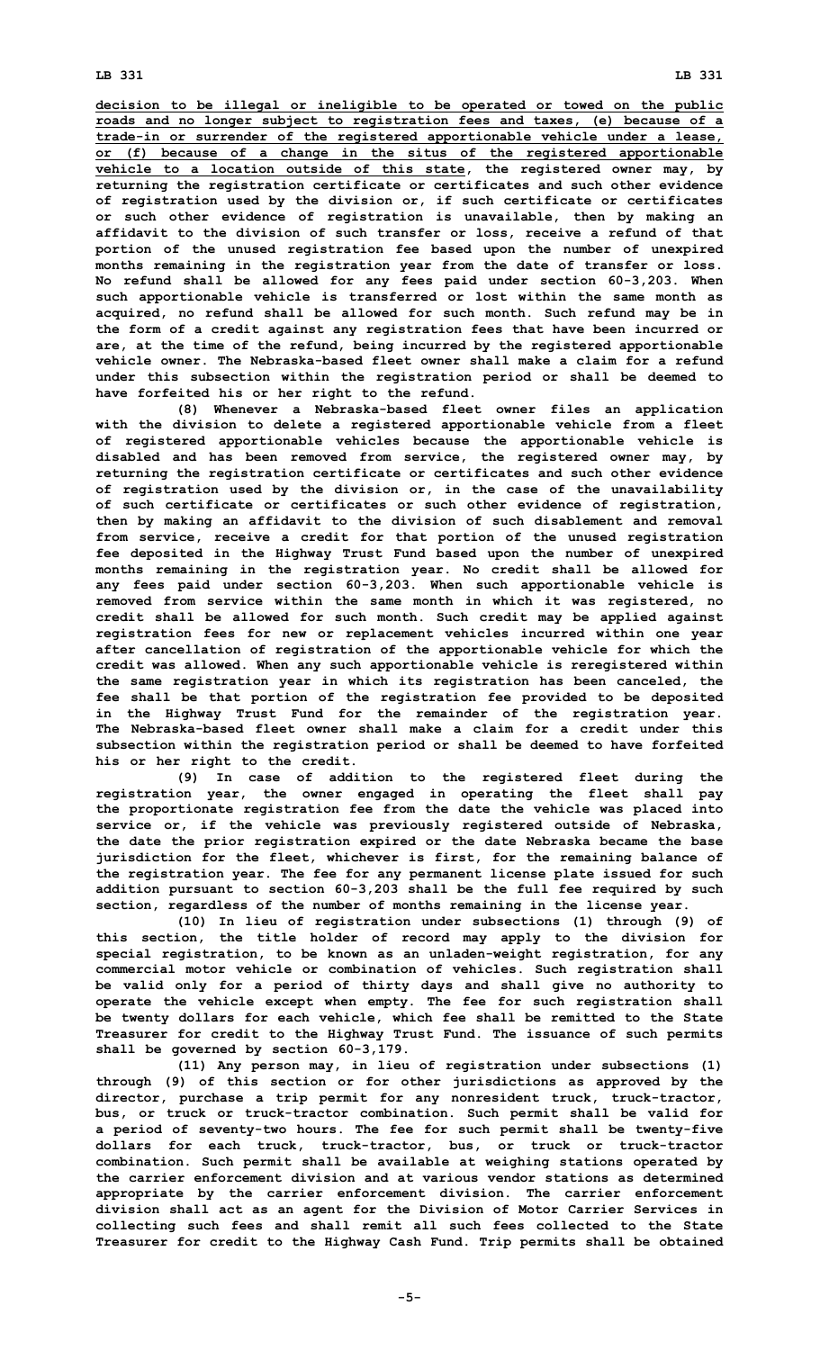decision to be illegal or ineligible to be operated or towed on the public roads and no longer subject to registration fees and taxes, (e) because of a trade-in or surrender of the registered apportionable vehicle under a lease, or (f) because of a change in the situs of the registered apportionable vehicle to a location outside of this state, the registered owner may, by returning the registration certificate or certificates and such other evidence of registration used by the division or, if such certificate or certificates or such other evidence of registration is unavailable, then by making an affidavit to the division of such transfer or loss, receive a refund of that portion of the unused registration fee based upon the number of unexpired months remaining in the registration year from the date of transfer or loss. No refund shall be allowed for any fees paid under section 60-3,203. When such apportionable vehicle is transferred or lost within the same month as acquired, no refund shall be allowed for such month. Such refund may be in the form of a credit against any registration fees that have been incurred or are, at the time of the refund, being incurred by the registered apportionable vehicle owner. The Nebraska-based fleet owner shall make a claim for a refund under this subsection within the registration period or shall be deemed to have forfeited his or her right to the refund.

(8) Whenever a Nebraska-based fleet owner files an application with the division to delete a registered apportionable vehicle from a fleet of registered apportionable vehicles because the apportionable vehicle is disabled and has been removed from service, the registered owner may, by returning the registration certificate or certificates and such other evidence of registration used by the division or, in the case of the unavailability of such certificate or certificates or such other evidence of registration, then by making an affidavit to the division of such disablement and removal from service, receive a credit for that portion of the unused registration fee deposited in the Highway Trust Fund based upon the number of unexpired months remaining in the registration year. No credit shall be allowed for any fees paid under section 60-3,203. When such apportionable vehicle is removed from service within the same month in which it was registered, no credit shall be allowed for such month. Such credit may be applied against registration fees for new or replacement vehicles incurred within one year after cancellation of registration of the apportionable vehicle for which the credit was allowed. When any such apportionable vehicle is reregistered within the same registration year in which its registration has been canceled, the fee shall be that portion of the registration fee provided to be deposited in the Highway Trust Fund for the remainder of the registration year. The Nebraska-based fleet owner shall make a claim for a credit under this subsection within the registration period or shall be deemed to have forfeited his or her right to the credit.

(9) In case of addition to the registered fleet during the registration year, the owner engaged in operating the fleet shall pay the proportionate registration fee from the date the vehicle was placed into service or, if the vehicle was previously registered outside of Nebraska, the date the prior registration expired or the date Nebraska became the base jurisdiction for the fleet, whichever is first, for the remaining balance of the registration year. The fee for any permanent license plate issued for such addition pursuant to section 60-3,203 shall be the full fee required by such section, regardless of the number of months remaining in the license year.

(10) In lieu of registration under subsections (1) through (9) of this section, the title holder of record may apply to the division for special registration, to be known as an unladen-weight registration, for any commercial motor vehicle or combination of vehicles. Such registration shall be valid only for a period of thirty days and shall give no authority to operate the vehicle except when empty. The fee for such registration shall be twenty dollars for each vehicle, which fee shall be remitted to the State Treasurer for credit to the Highway Trust Fund. The issuance of such permits shall be governed by section 60-3,179.

(11) Any person may, in lieu of registration under subsections (1) through (9) of this section or for other jurisdictions as approved by the director, purchase a trip permit for any nonresident truck, truck-tractor, bus, or truck or truck-tractor combination. Such permit shall be valid for a period of seventy-two hours. The fee for such permit shall be twenty-five dollars for each truck, truck-tractor, bus, or truck or truck-tractor combination. Such permit shall be available at weighing stations operated by the carrier enforcement division and at various vendor stations as determined appropriate by the carrier enforcement division. The carrier enforcement division shall act as an agent for the Division of Motor Carrier Services in collecting such fees and shall remit all such fees collected to the State Treasurer for credit to the Highway Cash Fund. Trip permits shall be obtained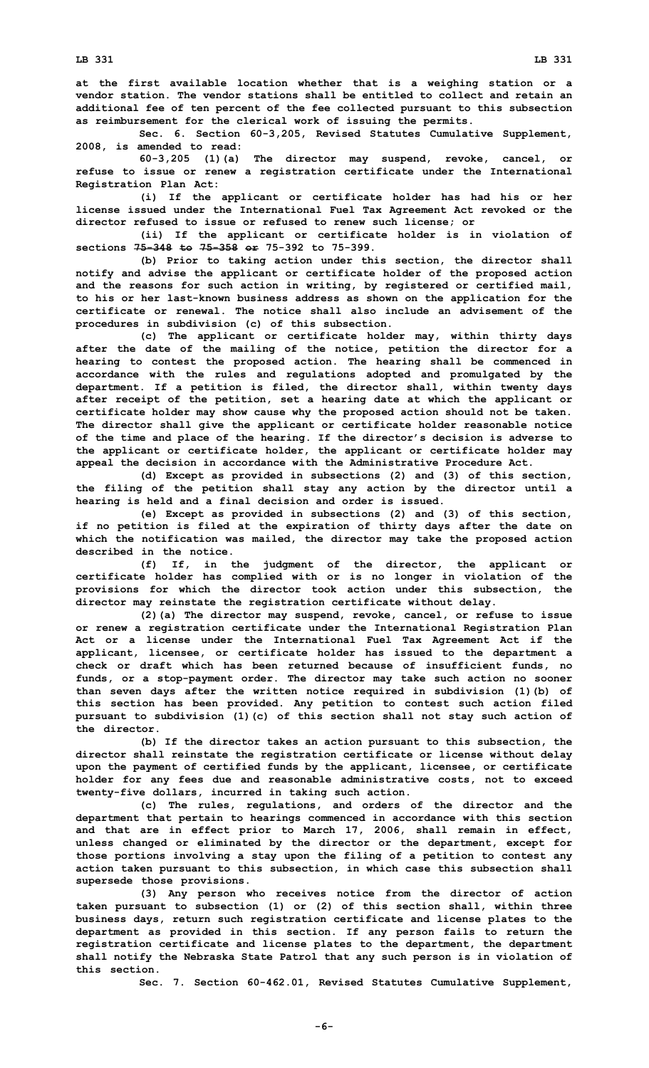at the first available location whether that is a weighing station or a vendor station. The vendor stations shall be entitled to collect and retain an additional fee of ten percent of the fee collected pursuant to this subsection as reimbursement for the clerical work of issuing the permits.

Sec. 6. Section 60-3,205, Revised Statutes Cumulative Supplement, 2008, is amended to read:

60-3,205 (1)(a) The director may suspend, revoke, cancel, or refuse to issue or renew a registration certificate under the International Registration Plan Act:

(i) If the applicant or certificate holder has had his or her license issued under the International Fuel Tax Agreement Act revoked or the director refused to issue or refused to renew such license; or

(ii) If the applicant or certificate holder is in violation of sections ~~75-348 to 75-358 or~~ 75-392 to 75-399.

(b) Prior to taking action under this section, the director shall notify and advise the applicant or certificate holder of the proposed action and the reasons for such action in writing, by registered or certified mail, to his or her last-known business address as shown on the application for the certificate or renewal. The notice shall also include an advisement of the procedures in subdivision (c) of this subsection.

(c) The applicant or certificate holder may, within thirty days after the date of the mailing of the notice, petition the director for a hearing to contest the proposed action. The hearing shall be commenced in accordance with the rules and regulations adopted and promulgated by the department. If a petition is filed, the director shall, within twenty days after receipt of the petition, set a hearing date at which the applicant or certificate holder may show cause why the proposed action should not be taken. The director shall give the applicant or certificate holder reasonable notice of the time and place of the hearing. If the director's decision is adverse to the applicant or certificate holder, the applicant or certificate holder may appeal the decision in accordance with the Administrative Procedure Act.

(d) Except as provided in subsections (2) and (3) of this section, the filing of the petition shall stay any action by the director until a hearing is held and a final decision and order is issued.

(e) Except as provided in subsections (2) and (3) of this section, if no petition is filed at the expiration of thirty days after the date on which the notification was mailed, the director may take the proposed action described in the notice.

(f) If, in the judgment of the director, the applicant or certificate holder has complied with or is no longer in violation of the provisions for which the director took action under this subsection, the director may reinstate the registration certificate without delay.

(2)(a) The director may suspend, revoke, cancel, or refuse to issue or renew a registration certificate under the International Registration Plan Act or a license under the International Fuel Tax Agreement Act if the applicant, licensee, or certificate holder has issued to the department a check or draft which has been returned because of insufficient funds, no funds, or a stop-payment order. The director may take such action no sooner than seven days after the written notice required in subdivision (1)(b) of this section has been provided. Any petition to contest such action filed pursuant to subdivision (1)(c) of this section shall not stay such action of the director.

(b) If the director takes an action pursuant to this subsection, the director shall reinstate the registration certificate or license without delay upon the payment of certified funds by the applicant, licensee, or certificate holder for any fees due and reasonable administrative costs, not to exceed twenty-five dollars, incurred in taking such action.

(c) The rules, regulations, and orders of the director and the department that pertain to hearings commenced in accordance with this section and that are in effect prior to March 17, 2006, shall remain in effect, unless changed or eliminated by the director or the department, except for those portions involving a stay upon the filing of a petition to contest any action taken pursuant to this subsection, in which case this subsection shall supersede those provisions.

(3) Any person who receives notice from the director of action taken pursuant to subsection (1) or (2) of this section shall, within three business days, return such registration certificate and license plates to the department as provided in this section. If any person fails to return the registration certificate and license plates to the department, the department shall notify the Nebraska State Patrol that any such person is in violation of this section.

Sec. 7. Section 60-462.01, Revised Statutes Cumulative Supplement,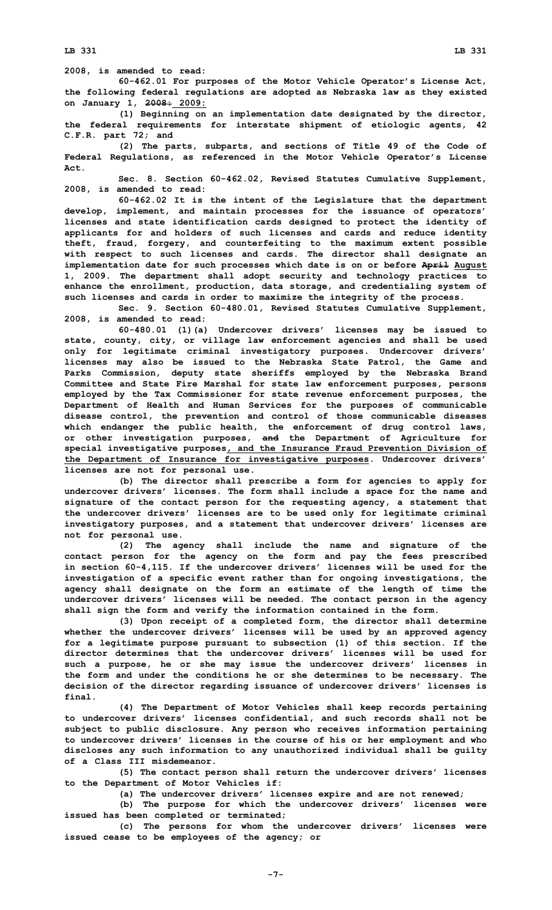2008, is amended to read:

60-462.01 For purposes of the Motor Vehicle Operator's License Act, the following federal regulations are adopted as Nebraska law as they existed on January 1, ~~2008:~~ 2009:

(1) Beginning on an implementation date designated by the director, the federal requirements for interstate shipment of etiologic agents, 42 C.F.R. part 72; and

(2) The parts, subparts, and sections of Title 49 of the Code of Federal Regulations, as referenced in the Motor Vehicle Operator's License Act.

Sec. 8. Section 60-462.02, Revised Statutes Cumulative Supplement, 2008, is amended to read:

60-462.02 It is the intent of the Legislature that the department develop, implement, and maintain processes for the issuance of operators' licenses and state identification cards designed to protect the identity of applicants for and holders of such licenses and cards and reduce identity theft, fraud, forgery, and counterfeiting to the maximum extent possible with respect to such licenses and cards. The director shall designate an implementation date for such processes which date is on or before ~~April~~ August 1, 2009. The department shall adopt security and technology practices to enhance the enrollment, production, data storage, and credentialing system of such licenses and cards in order to maximize the integrity of the process.

Sec. 9. Section 60-480.01, Revised Statutes Cumulative Supplement, 2008, is amended to read:

60-480.01 (1)(a) Undercover drivers' licenses may be issued to state, county, city, or village law enforcement agencies and shall be used only for legitimate criminal investigatory purposes. Undercover drivers' licenses may also be issued to the Nebraska State Patrol, the Game and Parks Commission, deputy state sheriffs employed by the Nebraska Brand Committee and State Fire Marshal for state law enforcement purposes, persons employed by the Tax Commissioner for state revenue enforcement purposes, the Department of Health and Human Services for the purposes of communicable disease control, the prevention and control of those communicable diseases which endanger the public health, the enforcement of drug control laws, or other investigation purposes, ~~and~~ the Department of Agriculture for special investigative purposes, and the Insurance Fraud Prevention Division of the Department of Insurance for investigative purposes. Undercover drivers' licenses are not for personal use.

(b) The director shall prescribe a form for agencies to apply for undercover drivers' licenses. The form shall include a space for the name and signature of the contact person for the requesting agency, a statement that the undercover drivers' licenses are to be used only for legitimate criminal investigatory purposes, and a statement that undercover drivers' licenses are not for personal use.

(2) The agency shall include the name and signature of the contact person for the agency on the form and pay the fees prescribed in section 60-4,115. If the undercover drivers' licenses will be used for the investigation of a specific event rather than for ongoing investigations, the agency shall designate on the form an estimate of the length of time the undercover drivers' licenses will be needed. The contact person in the agency shall sign the form and verify the information contained in the form.

(3) Upon receipt of a completed form, the director shall determine whether the undercover drivers' licenses will be used by an approved agency for a legitimate purpose pursuant to subsection (1) of this section. If the director determines that the undercover drivers' licenses will be used for such a purpose, he or she may issue the undercover drivers' licenses in the form and under the conditions he or she determines to be necessary. The decision of the director regarding issuance of undercover drivers' licenses is final.

(4) The Department of Motor Vehicles shall keep records pertaining to undercover drivers' licenses confidential, and such records shall not be subject to public disclosure. Any person who receives information pertaining to undercover drivers' licenses in the course of his or her employment and who discloses any such information to any unauthorized individual shall be guilty of a Class III misdemeanor.

(5) The contact person shall return the undercover drivers' licenses to the Department of Motor Vehicles if:

(a) The undercover drivers' licenses expire and are not renewed;

(b) The purpose for which the undercover drivers' licenses were issued has been completed or terminated;

(c) The persons for whom the undercover drivers' licenses were issued cease to be employees of the agency; or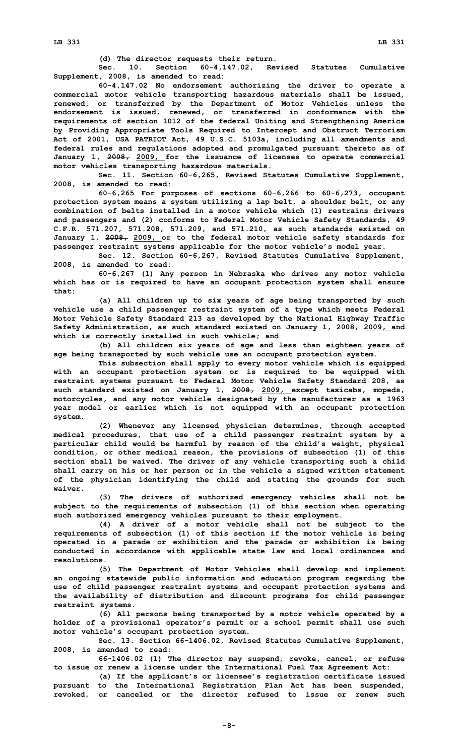(d) The director requests their return.

Sec. 10. Section 60-4,147.02, Revised Statutes Cumulative Supplement, 2008, is amended to read:

60-4,147.02 No endorsement authorizing the driver to operate a commercial motor vehicle transporting hazardous materials shall be issued, renewed, or transferred by the Department of Motor Vehicles unless the endorsement is issued, renewed, or transferred in conformance with the requirements of section 1012 of the federal Uniting and Strengthening America by Providing Appropriate Tools Required to Intercept and Obstruct Terrorism Act of 2001, USA PATRIOT Act, 49 U.S.C. 5103a, including all amendments and federal rules and regulations adopted and promulgated pursuant thereto as of January 1, ~~2008,~~ 2009, for the issuance of licenses to operate commercial motor vehicles transporting hazardous materials.

Sec. 11. Section 60-6,265, Revised Statutes Cumulative Supplement, 2008, is amended to read:

60-6,265 For purposes of sections 60-6,266 to 60-6,273, occupant protection system means a system utilizing a lap belt, a shoulder belt, or any combination of belts installed in a motor vehicle which (1) restrains drivers and passengers and (2) conforms to Federal Motor Vehicle Safety Standards, 49 C.F.R. 571.207, 571.208, 571.209, and 571.210, as such standards existed on January 1, ~~2008,~~ 2009, or to the federal motor vehicle safety standards for passenger restraint systems applicable for the motor vehicle's model year.

Sec. 12. Section 60-6,267, Revised Statutes Cumulative Supplement, 2008, is amended to read:

60-6,267 (1) Any person in Nebraska who drives any motor vehicle which has or is required to have an occupant protection system shall ensure that:

(a) All children up to six years of age being transported by such vehicle use a child passenger restraint system of a type which meets Federal Motor Vehicle Safety Standard 213 as developed by the National Highway Traffic Safety Administration, as such standard existed on January 1, ~~2008,~~ 2009, and which is correctly installed in such vehicle; and

(b) All children six years of age and less than eighteen years of age being transported by such vehicle use an occupant protection system.

This subsection shall apply to every motor vehicle which is equipped with an occupant protection system or is required to be equipped with restraint systems pursuant to Federal Motor Vehicle Safety Standard 208, as such standard existed on January 1, ~~2008,~~ 2009, except taxicabs, mopeds, motorcycles, and any motor vehicle designated by the manufacturer as a 1963 year model or earlier which is not equipped with an occupant protection system.

(2) Whenever any licensed physician determines, through accepted medical procedures, that use of a child passenger restraint system by a particular child would be harmful by reason of the child's weight, physical condition, or other medical reason, the provisions of subsection (1) of this section shall be waived. The driver of any vehicle transporting such a child shall carry on his or her person or in the vehicle a signed written statement of the physician identifying the child and stating the grounds for such waiver.

(3) The drivers of authorized emergency vehicles shall not be subject to the requirements of subsection (1) of this section when operating such authorized emergency vehicles pursuant to their employment.

(4) A driver of a motor vehicle shall not be subject to the requirements of subsection (1) of this section if the motor vehicle is being operated in a parade or exhibition and the parade or exhibition is being conducted in accordance with applicable state law and local ordinances and resolutions.

(5) The Department of Motor Vehicles shall develop and implement an ongoing statewide public information and education program regarding the use of child passenger restraint systems and occupant protection systems and the availability of distribution and discount programs for child passenger restraint systems.

(6) All persons being transported by a motor vehicle operated by a holder of a provisional operator's permit or a school permit shall use such motor vehicle's occupant protection system.

Sec. 13. Section 66-1406.02, Revised Statutes Cumulative Supplement, 2008, is amended to read:

66-1406.02 (1) The director may suspend, revoke, cancel, or refuse to issue or renew a license under the International Fuel Tax Agreement Act:

(a) If the applicant's or licensee's registration certificate issued pursuant to the International Registration Plan Act has been suspended, revoked, or canceled or the director refused to issue or renew such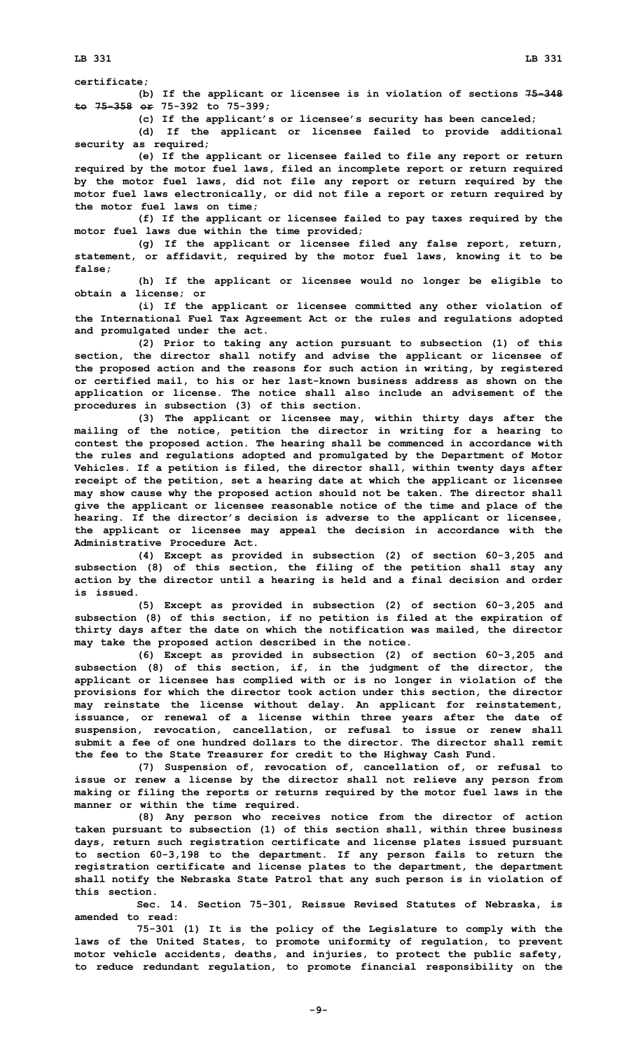certificate;

(b) If the applicant or licensee is in violation of sections ~~75-348 to 75-358 or~~ 75-392 to 75-399;

(c) If the applicant's or licensee's security has been canceled;

(d) If the applicant or licensee failed to provide additional security as required;

(e) If the applicant or licensee failed to file any report or return required by the motor fuel laws, filed an incomplete report or return required by the motor fuel laws, did not file any report or return required by the motor fuel laws electronically, or did not file a report or return required by the motor fuel laws on time;

(f) If the applicant or licensee failed to pay taxes required by the motor fuel laws due within the time provided;

(g) If the applicant or licensee filed any false report, return, statement, or affidavit, required by the motor fuel laws, knowing it to be false;

(h) If the applicant or licensee would no longer be eligible to obtain a license; or

(i) If the applicant or licensee committed any other violation of the International Fuel Tax Agreement Act or the rules and regulations adopted and promulgated under the act.

(2) Prior to taking any action pursuant to subsection (1) of this section, the director shall notify and advise the applicant or licensee of the proposed action and the reasons for such action in writing, by registered or certified mail, to his or her last-known business address as shown on the application or license. The notice shall also include an advisement of the procedures in subsection (3) of this section.

(3) The applicant or licensee may, within thirty days after the mailing of the notice, petition the director in writing for a hearing to contest the proposed action. The hearing shall be commenced in accordance with the rules and regulations adopted and promulgated by the Department of Motor Vehicles. If a petition is filed, the director shall, within twenty days after receipt of the petition, set a hearing date at which the applicant or licensee may show cause why the proposed action should not be taken. The director shall give the applicant or licensee reasonable notice of the time and place of the hearing. If the director's decision is adverse to the applicant or licensee, the applicant or licensee may appeal the decision in accordance with the Administrative Procedure Act.

(4) Except as provided in subsection (2) of section 60-3,205 and subsection (8) of this section, the filing of the petition shall stay any action by the director until a hearing is held and a final decision and order is issued.

(5) Except as provided in subsection (2) of section 60-3,205 and subsection (8) of this section, if no petition is filed at the expiration of thirty days after the date on which the notification was mailed, the director may take the proposed action described in the notice.

(6) Except as provided in subsection (2) of section 60-3,205 and subsection (8) of this section, if, in the judgment of the director, the applicant or licensee has complied with or is no longer in violation of the provisions for which the director took action under this section, the director may reinstate the license without delay. An applicant for reinstatement, issuance, or renewal of a license within three years after the date of suspension, revocation, cancellation, or refusal to issue or renew shall submit a fee of one hundred dollars to the director. The director shall remit the fee to the State Treasurer for credit to the Highway Cash Fund.

(7) Suspension of, revocation of, cancellation of, or refusal to issue or renew a license by the director shall not relieve any person from making or filing the reports or returns required by the motor fuel laws in the manner or within the time required.

(8) Any person who receives notice from the director of action taken pursuant to subsection (1) of this section shall, within three business days, return such registration certificate and license plates issued pursuant to section 60-3,198 to the department. If any person fails to return the registration certificate and license plates to the department, the department shall notify the Nebraska State Patrol that any such person is in violation of this section.

Sec. 14. Section 75-301, Reissue Revised Statutes of Nebraska, is amended to read:

75-301 (1) It is the policy of the Legislature to comply with the laws of the United States, to promote uniformity of regulation, to prevent motor vehicle accidents, deaths, and injuries, to protect the public safety, to reduce redundant regulation, to promote financial responsibility on the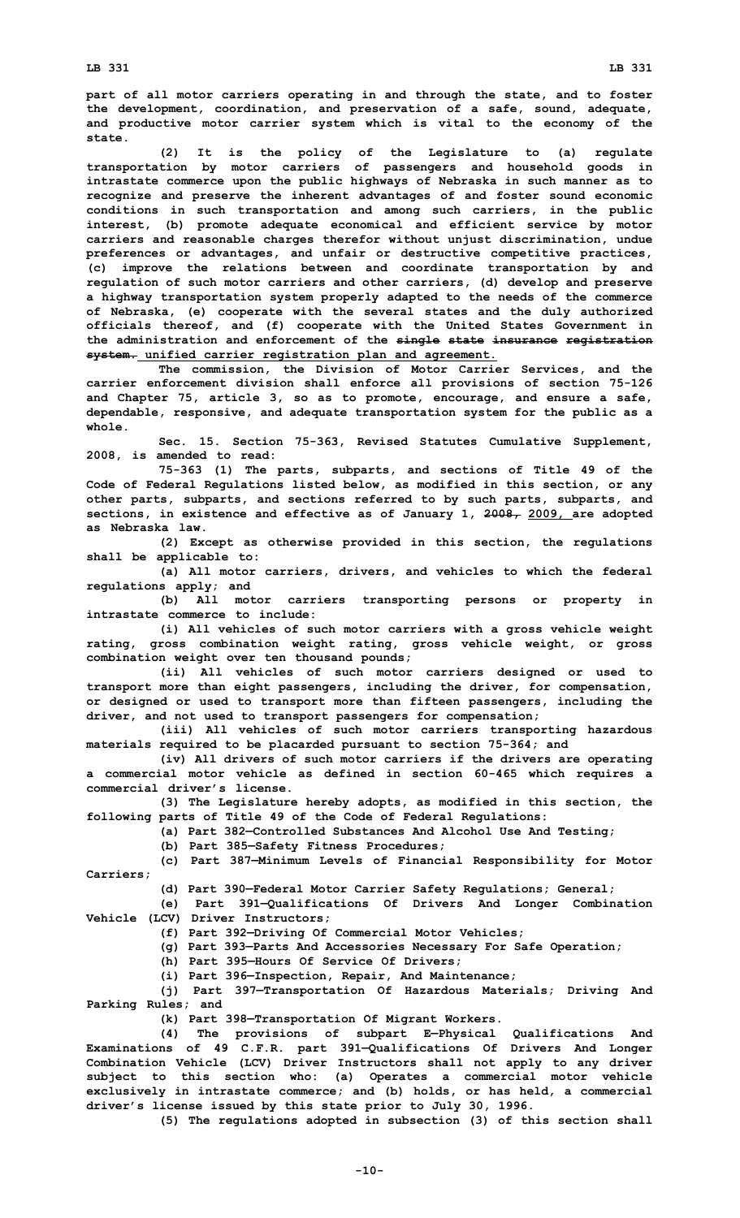part of all motor carriers operating in and through the state, and to foster the development, coordination, and preservation of a safe, sound, adequate, and productive motor carrier system which is vital to the economy of the state.

(2) It is the policy of the Legislature to (a) regulate transportation by motor carriers of passengers and household goods in intrastate commerce upon the public highways of Nebraska in such manner as to recognize and preserve the inherent advantages of and foster sound economic conditions in such transportation and among such carriers, in the public interest, (b) promote adequate economical and efficient service by motor carriers and reasonable charges therefor without unjust discrimination, undue preferences or advantages, and unfair or destructive competitive practices, (c) improve the relations between and coordinate transportation by and regulation of such motor carriers and other carriers, (d) develop and preserve a highway transportation system properly adapted to the needs of the commerce of Nebraska, (e) cooperate with the several states and the duly authorized officials thereof, and (f) cooperate with the United States Government in the administration and enforcement of the ~~single state insurance registration system.~~ unified carrier registration plan and agreement.

The commission, the Division of Motor Carrier Services, and the carrier enforcement division shall enforce all provisions of section 75-126 and Chapter 75, article 3, so as to promote, encourage, and ensure a safe, dependable, responsive, and adequate transportation system for the public as a whole.

Sec. 15. Section 75-363, Revised Statutes Cumulative Supplement, 2008, is amended to read:

75-363 (1) The parts, subparts, and sections of Title 49 of the Code of Federal Regulations listed below, as modified in this section, or any other parts, subparts, and sections referred to by such parts, subparts, and sections, in existence and effective as of January 1, ~~2008,~~ 2009, are adopted as Nebraska law.

(2) Except as otherwise provided in this section, the regulations shall be applicable to:

(a) All motor carriers, drivers, and vehicles to which the federal regulations apply; and

(b) All motor carriers transporting persons or property in intrastate commerce to include:

(i) All vehicles of such motor carriers with a gross vehicle weight rating, gross combination weight rating, gross vehicle weight, or gross combination weight over ten thousand pounds;

(ii) All vehicles of such motor carriers designed or used to transport more than eight passengers, including the driver, for compensation, or designed or used to transport more than fifteen passengers, including the driver, and not used to transport passengers for compensation;

(iii) All vehicles of such motor carriers transporting hazardous materials required to be placarded pursuant to section 75-364; and

(iv) All drivers of such motor carriers if the drivers are operating a commercial motor vehicle as defined in section 60-465 which requires a commercial driver's license.

(3) The Legislature hereby adopts, as modified in this section, the following parts of Title 49 of the Code of Federal Regulations:

(a) Part 382—Controlled Substances And Alcohol Use And Testing;

(b) Part 385—Safety Fitness Procedures;

(c) Part 387—Minimum Levels of Financial Responsibility for Motor Carriers;

(d) Part 390—Federal Motor Carrier Safety Regulations; General;

(e) Part 391—Qualifications Of Drivers And Longer Combination Vehicle (LCV) Driver Instructors;

(f) Part 392—Driving Of Commercial Motor Vehicles;

(g) Part 393—Parts And Accessories Necessary For Safe Operation;

(h) Part 395—Hours Of Service Of Drivers;

(i) Part 396—Inspection, Repair, And Maintenance;

(j) Part 397—Transportation Of Hazardous Materials; Driving And Parking Rules; and

(k) Part 398—Transportation Of Migrant Workers.

(4) The provisions of subpart E—Physical Qualifications And Examinations of 49 C.F.R. part 391—Qualifications Of Drivers And Longer Combination Vehicle (LCV) Driver Instructors shall not apply to any driver subject to this section who: (a) Operates a commercial motor vehicle exclusively in intrastate commerce; and (b) holds, or has held, a commercial driver's license issued by this state prior to July 30, 1996.

(5) The regulations adopted in subsection (3) of this section shall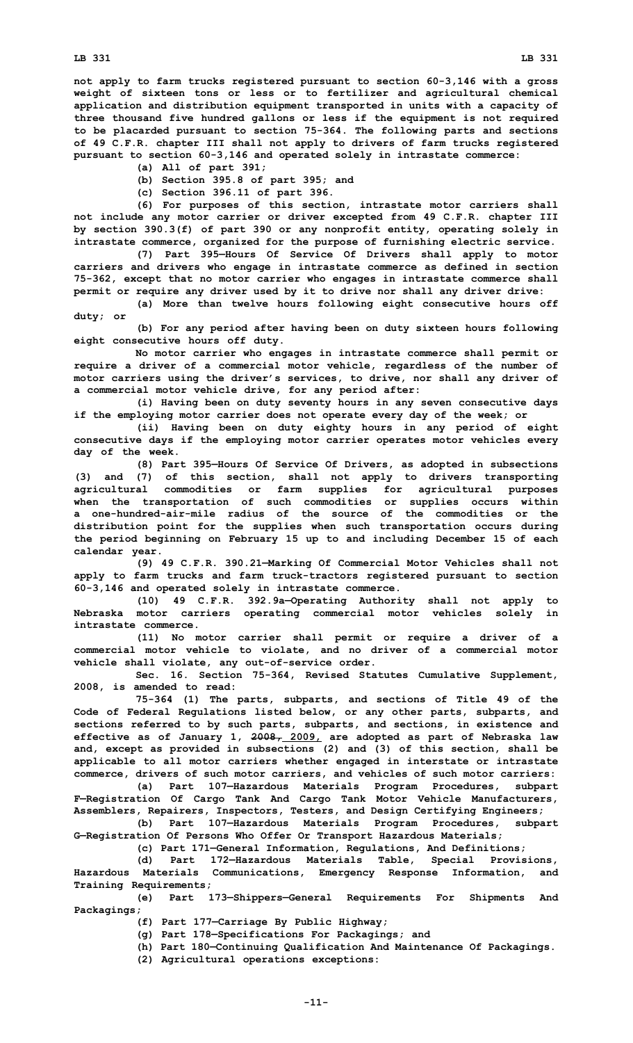not apply to farm trucks registered pursuant to section 60-3,146 with a gross weight of sixteen tons or less or to fertilizer and agricultural chemical application and distribution equipment transported in units with a capacity of three thousand five hundred gallons or less if the equipment is not required to be placarded pursuant to section 75-364. The following parts and sections of 49 C.F.R. chapter III shall not apply to drivers of farm trucks registered pursuant to section 60-3,146 and operated solely in intrastate commerce:

(a) All of part 391;

(b) Section 395.8 of part 395; and

(c) Section 396.11 of part 396.

(6) For purposes of this section, intrastate motor carriers shall not include any motor carrier or driver excepted from 49 C.F.R. chapter III by section 390.3(f) of part 390 or any nonprofit entity, operating solely in intrastate commerce, organized for the purpose of furnishing electric service.

(7) Part 395—Hours Of Service Of Drivers shall apply to motor carriers and drivers who engage in intrastate commerce as defined in section 75-362, except that no motor carrier who engages in intrastate commerce shall permit or require any driver used by it to drive nor shall any driver drive:

(a) More than twelve hours following eight consecutive hours off duty; or

(b) For any period after having been on duty sixteen hours following eight consecutive hours off duty.

No motor carrier who engages in intrastate commerce shall permit or require a driver of a commercial motor vehicle, regardless of the number of motor carriers using the driver's services, to drive, nor shall any driver of a commercial motor vehicle drive, for any period after:

(i) Having been on duty seventy hours in any seven consecutive days if the employing motor carrier does not operate every day of the week; or

(ii) Having been on duty eighty hours in any period of eight consecutive days if the employing motor carrier operates motor vehicles every day of the week.

(8) Part 395—Hours Of Service Of Drivers, as adopted in subsections (3) and (7) of this section, shall not apply to drivers transporting agricultural commodities or farm supplies for agricultural purposes when the transportation of such commodities or supplies occurs within a one-hundred-air-mile radius of the source of the commodities or the distribution point for the supplies when such transportation occurs during the period beginning on February 15 up to and including December 15 of each calendar year.

(9) 49 C.F.R. 390.21—Marking Of Commercial Motor Vehicles shall not apply to farm trucks and farm truck-tractors registered pursuant to section 60-3,146 and operated solely in intrastate commerce.

(10) 49 C.F.R. 392.9a—Operating Authority shall not apply to Nebraska motor carriers operating commercial motor vehicles solely in intrastate commerce.

(11) No motor carrier shall permit or require a driver of a commercial motor vehicle to violate, and no driver of a commercial motor vehicle shall violate, any out-of-service order.

Sec. 16. Section 75-364, Revised Statutes Cumulative Supplement, 2008, is amended to read:

75-364 (1) The parts, subparts, and sections of Title 49 of the Code of Federal Regulations listed below, or any other parts, subparts, and sections referred to by such parts, subparts, and sections, in existence and effective as of January 1, ~~2008,~~ 2009, are adopted as part of Nebraska law and, except as provided in subsections (2) and (3) of this section, shall be applicable to all motor carriers whether engaged in interstate or intrastate commerce, drivers of such motor carriers, and vehicles of such motor carriers:

(a) Part 107—Hazardous Materials Program Procedures, subpart F—Registration Of Cargo Tank And Cargo Tank Motor Vehicle Manufacturers, Assemblers, Repairers, Inspectors, Testers, and Design Certifying Engineers;

(b) Part 107—Hazardous Materials Program Procedures, subpart G—Registration Of Persons Who Offer Or Transport Hazardous Materials;

(c) Part 171—General Information, Regulations, And Definitions;

(d) Part 172—Hazardous Materials Table, Special Provisions, Hazardous Materials Communications, Emergency Response Information, and Training Requirements;

(e) Part 173—Shippers—General Requirements For Shipments And Packagings;

(f) Part 177—Carriage By Public Highway;

(g) Part 178—Specifications For Packagings; and

(h) Part 180—Continuing Qualification And Maintenance Of Packagings.

(2) Agricultural operations exceptions: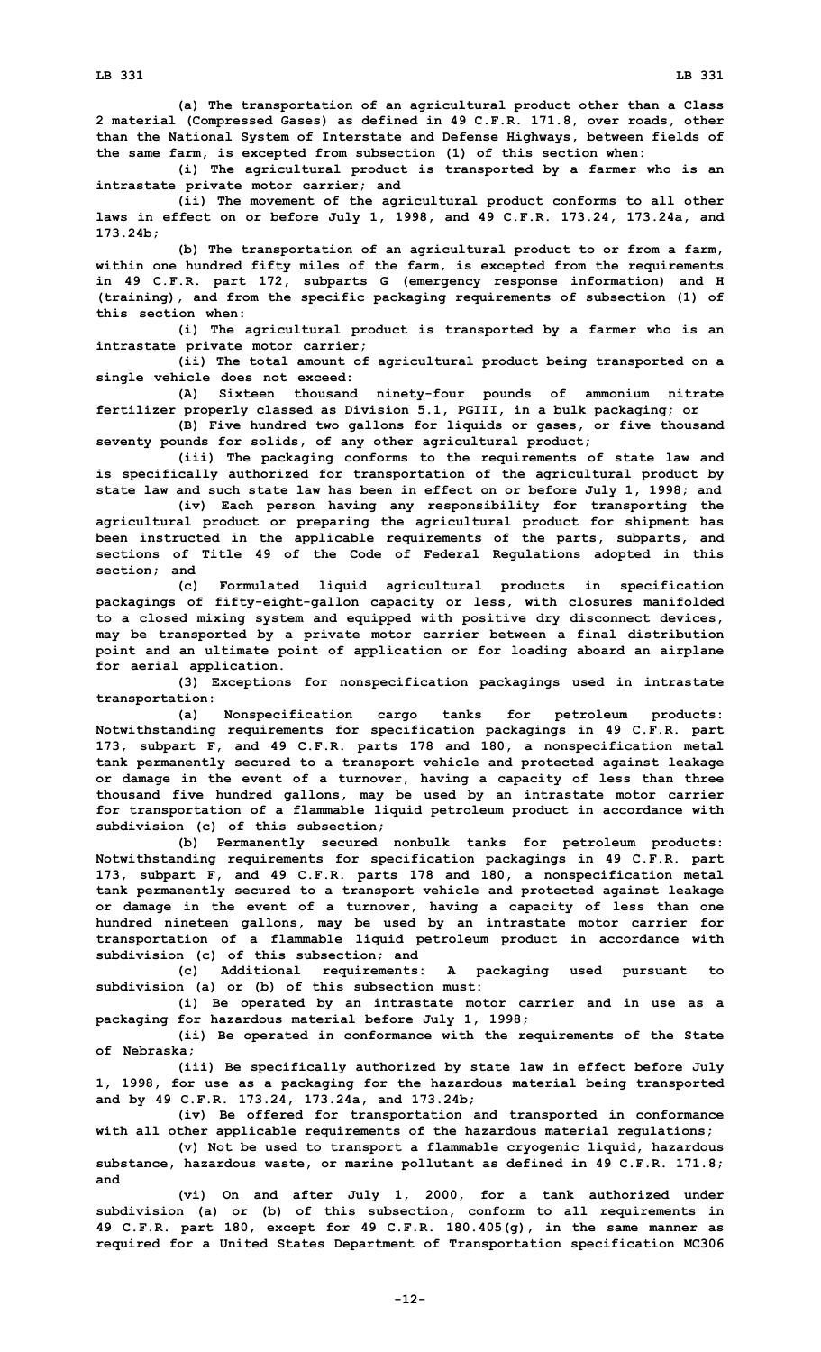(a) The transportation of an agricultural product other than a Class 2 material (Compressed Gases) as defined in 49 C.F.R. 171.8, over roads, other than the National System of Interstate and Defense Highways, between fields of the same farm, is excepted from subsection (1) of this section when:

(i) The agricultural product is transported by a farmer who is an intrastate private motor carrier; and

(ii) The movement of the agricultural product conforms to all other laws in effect on or before July 1, 1998, and 49 C.F.R. 173.24, 173.24a, and 173.24b;

(b) The transportation of an agricultural product to or from a farm, within one hundred fifty miles of the farm, is excepted from the requirements in 49 C.F.R. part 172, subparts G (emergency response information) and H (training), and from the specific packaging requirements of subsection (1) of this section when:

(i) The agricultural product is transported by a farmer who is an intrastate private motor carrier;

(ii) The total amount of agricultural product being transported on a single vehicle does not exceed:

(A) Sixteen thousand ninety-four pounds of ammonium nitrate fertilizer properly classed as Division 5.1, PGIII, in a bulk packaging; or

(B) Five hundred two gallons for liquids or gases, or five thousand seventy pounds for solids, of any other agricultural product;

(iii) The packaging conforms to the requirements of state law and is specifically authorized for transportation of the agricultural product by state law and such state law has been in effect on or before July 1, 1998; and

(iv) Each person having any responsibility for transporting the agricultural product or preparing the agricultural product for shipment has been instructed in the applicable requirements of the parts, subparts, and sections of Title 49 of the Code of Federal Regulations adopted in this section; and

(c) Formulated liquid agricultural products in specification packagings of fifty-eight-gallon capacity or less, with closures manifolded to a closed mixing system and equipped with positive dry disconnect devices, may be transported by a private motor carrier between a final distribution point and an ultimate point of application or for loading aboard an airplane for aerial application.

(3) Exceptions for nonspecification packagings used in intrastate transportation:

(a) Nonspecification cargo tanks for petroleum products: Notwithstanding requirements for specification packagings in 49 C.F.R. part 173, subpart F, and 49 C.F.R. parts 178 and 180, a nonspecification metal tank permanently secured to a transport vehicle and protected against leakage or damage in the event of a turnover, having a capacity of less than three thousand five hundred gallons, may be used by an intrastate motor carrier for transportation of a flammable liquid petroleum product in accordance with subdivision (c) of this subsection;

(b) Permanently secured nonbulk tanks for petroleum products: Notwithstanding requirements for specification packagings in 49 C.F.R. part 173, subpart F, and 49 C.F.R. parts 178 and 180, a nonspecification metal tank permanently secured to a transport vehicle and protected against leakage or damage in the event of a turnover, having a capacity of less than one hundred nineteen gallons, may be used by an intrastate motor carrier for transportation of a flammable liquid petroleum product in accordance with subdivision (c) of this subsection; and

(c) Additional requirements: A packaging used pursuant to subdivision (a) or (b) of this subsection must:

(i) Be operated by an intrastate motor carrier and in use as a packaging for hazardous material before July 1, 1998;

(ii) Be operated in conformance with the requirements of the State of Nebraska;

(iii) Be specifically authorized by state law in effect before July 1, 1998, for use as a packaging for the hazardous material being transported and by 49 C.F.R. 173.24, 173.24a, and 173.24b;

(iv) Be offered for transportation and transported in conformance with all other applicable requirements of the hazardous material regulations;

(v) Not be used to transport a flammable cryogenic liquid, hazardous substance, hazardous waste, or marine pollutant as defined in 49 C.F.R. 171.8; and

(vi) On and after July 1, 2000, for a tank authorized under subdivision (a) or (b) of this subsection, conform to all requirements in 49 C.F.R. part 180, except for 49 C.F.R. 180.405(g), in the same manner as required for a United States Department of Transportation specification MC306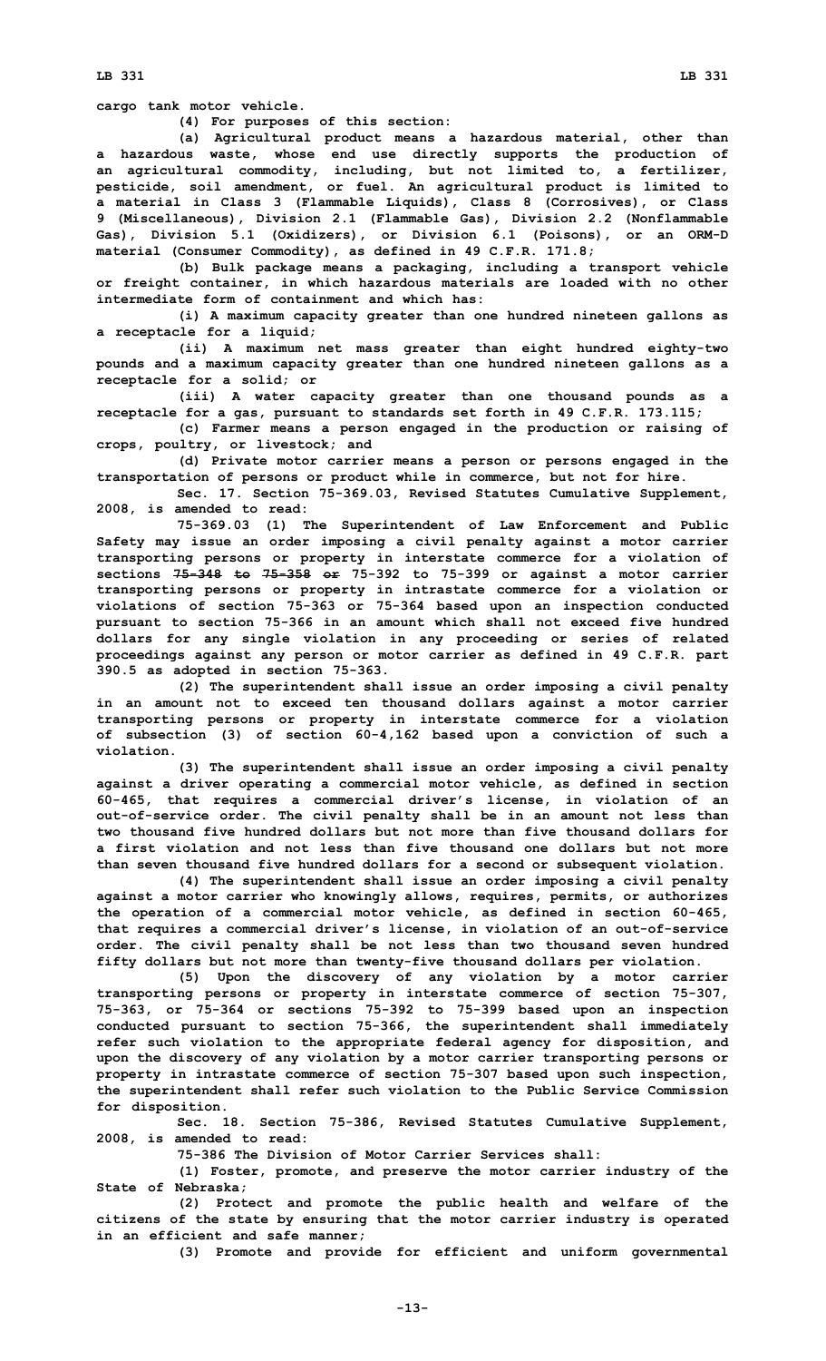cargo tank motor vehicle.

(4) For purposes of this section:

(a) Agricultural product means a hazardous material, other than a hazardous waste, whose end use directly supports the production of an agricultural commodity, including, but not limited to, a fertilizer, pesticide, soil amendment, or fuel. An agricultural product is limited to a material in Class 3 (Flammable Liquids), Class 8 (Corrosives), or Class 9 (Miscellaneous), Division 2.1 (Flammable Gas), Division 2.2 (Nonflammable Gas), Division 5.1 (Oxidizers), or Division 6.1 (Poisons), or an ORM-D material (Consumer Commodity), as defined in 49 C.F.R. 171.8;

(b) Bulk package means a packaging, including a transport vehicle or freight container, in which hazardous materials are loaded with no other intermediate form of containment and which has:

(i) A maximum capacity greater than one hundred nineteen gallons as a receptacle for a liquid;

(ii) A maximum net mass greater than eight hundred eighty-two pounds and a maximum capacity greater than one hundred nineteen gallons as a receptacle for a solid; or

(iii) A water capacity greater than one thousand pounds as a receptacle for a gas, pursuant to standards set forth in 49 C.F.R. 173.115;

(c) Farmer means a person engaged in the production or raising of crops, poultry, or livestock; and

(d) Private motor carrier means a person or persons engaged in the transportation of persons or product while in commerce, but not for hire.

Sec. 17. Section 75-369.03, Revised Statutes Cumulative Supplement, 2008, is amended to read:

75-369.03 (1) The Superintendent of Law Enforcement and Public Safety may issue an order imposing a civil penalty against a motor carrier transporting persons or property in interstate commerce for a violation of sections ~~75-348 to 75-358 or~~ 75-392 to 75-399 or against a motor carrier transporting persons or property in intrastate commerce for a violation or violations of section 75-363 or 75-364 based upon an inspection conducted pursuant to section 75-366 in an amount which shall not exceed five hundred dollars for any single violation in any proceeding or series of related proceedings against any person or motor carrier as defined in 49 C.F.R. part 390.5 as adopted in section 75-363.

(2) The superintendent shall issue an order imposing a civil penalty in an amount not to exceed ten thousand dollars against a motor carrier transporting persons or property in interstate commerce for a violation of subsection (3) of section 60-4,162 based upon a conviction of such a violation.

(3) The superintendent shall issue an order imposing a civil penalty against a driver operating a commercial motor vehicle, as defined in section 60-465, that requires a commercial driver's license, in violation of an out-of-service order. The civil penalty shall be in an amount not less than two thousand five hundred dollars but not more than five thousand dollars for a first violation and not less than five thousand one dollars but not more than seven thousand five hundred dollars for a second or subsequent violation.

(4) The superintendent shall issue an order imposing a civil penalty against a motor carrier who knowingly allows, requires, permits, or authorizes the operation of a commercial motor vehicle, as defined in section 60-465, that requires a commercial driver's license, in violation of an out-of-service order. The civil penalty shall be not less than two thousand seven hundred fifty dollars but not more than twenty-five thousand dollars per violation.

(5) Upon the discovery of any violation by a motor carrier transporting persons or property in interstate commerce of section 75-307, 75-363, or 75-364 or sections 75-392 to 75-399 based upon an inspection conducted pursuant to section 75-366, the superintendent shall immediately refer such violation to the appropriate federal agency for disposition, and upon the discovery of any violation by a motor carrier transporting persons or property in intrastate commerce of section 75-307 based upon such inspection, the superintendent shall refer such violation to the Public Service Commission for disposition.

Sec. 18. Section 75-386, Revised Statutes Cumulative Supplement, 2008, is amended to read:

75-386 The Division of Motor Carrier Services shall:

(1) Foster, promote, and preserve the motor carrier industry of the State of Nebraska;

(2) Protect and promote the public health and welfare of the citizens of the state by ensuring that the motor carrier industry is operated in an efficient and safe manner;

(3) Promote and provide for efficient and uniform governmental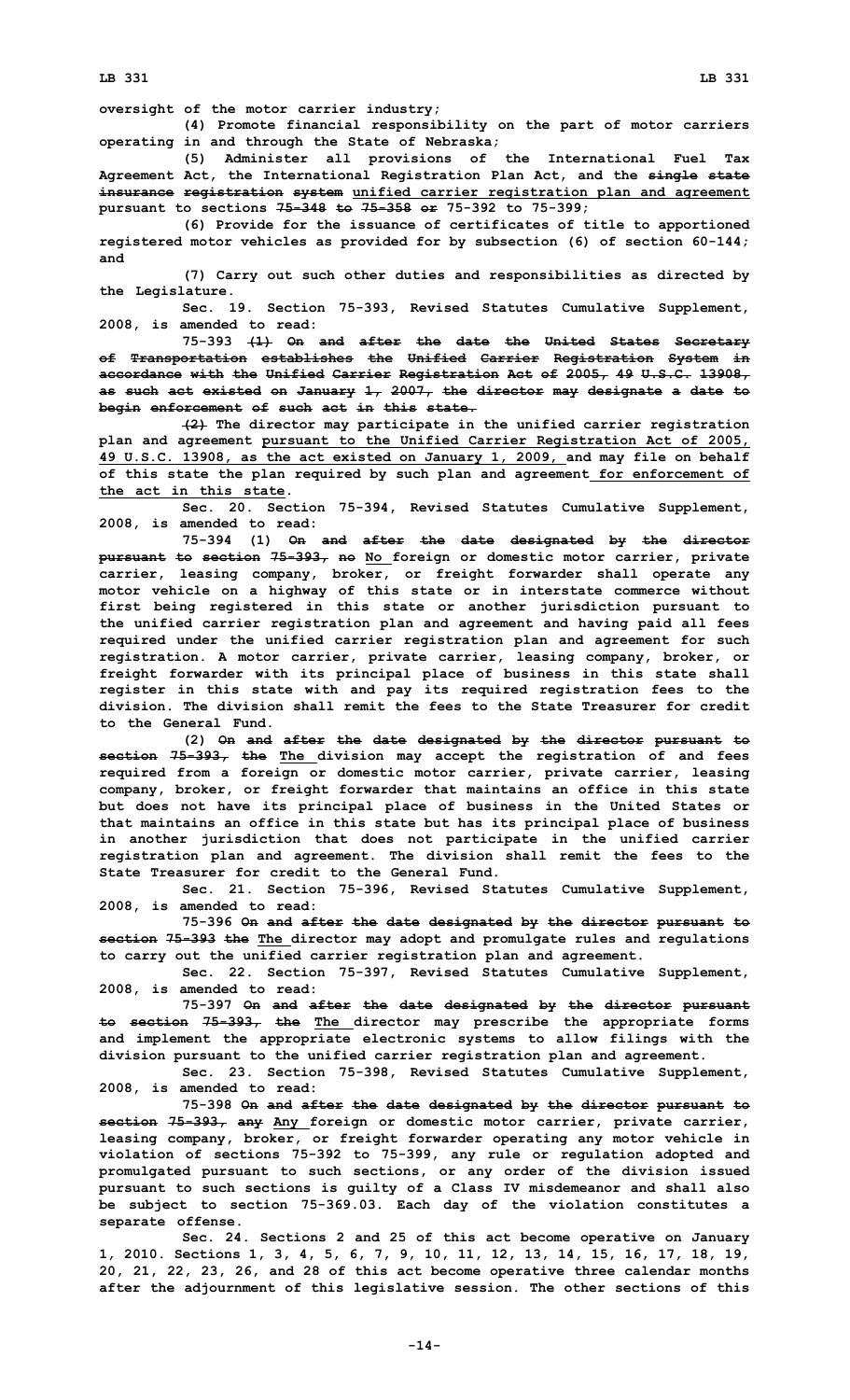oversight of the motor carrier industry;

(4) Promote financial responsibility on the part of motor carriers operating in and through the State of Nebraska;

(5) Administer all provisions of the International Fuel Tax Agreement Act, the International Registration Plan Act, and the ~~single state insurance registration system~~ unified carrier registration plan and agreement pursuant to sections ~~75-348 to 75-358 or~~ 75-392 to 75-399;

(6) Provide for the issuance of certificates of title to apportioned registered motor vehicles as provided for by subsection (6) of section 60-144; and

(7) Carry out such other duties and responsibilities as directed by the Legislature.

Sec. 19. Section 75-393, Revised Statutes Cumulative Supplement, 2008, is amended to read:

75-393 ~~(1) On and after the date the United States Secretary of Transportation establishes the Unified Carrier Registration System in accordance with the Unified Carrier Registration Act of 2005, 49 U.S.C. 13908, as such act existed on January 1, 2007, the director may designate a date to begin enforcement of such act in this state.~~

~~(2)~~ The director may participate in the unified carrier registration plan and agreement pursuant to the Unified Carrier Registration Act of 2005, 49 U.S.C. 13908, as the act existed on January 1, 2009, and may file on behalf of this state the plan required by such plan and agreement for enforcement of the act in this state.

Sec. 20. Section 75-394, Revised Statutes Cumulative Supplement, 2008, is amended to read:

75-394 (1) ~~On and after the date designated by the director pursuant to section 75-393, no~~ No foreign or domestic motor carrier, private carrier, leasing company, broker, or freight forwarder shall operate any motor vehicle on a highway of this state or in interstate commerce without first being registered in this state or another jurisdiction pursuant to the unified carrier registration plan and agreement and having paid all fees required under the unified carrier registration plan and agreement for such registration. A motor carrier, private carrier, leasing company, broker, or freight forwarder with its principal place of business in this state shall register in this state with and pay its required registration fees to the division. The division shall remit the fees to the State Treasurer for credit to the General Fund.

(2) ~~On and after the date designated by the director pursuant to section 75-393, the~~ The division may accept the registration of and fees required from a foreign or domestic motor carrier, private carrier, leasing company, broker, or freight forwarder that maintains an office in this state but does not have its principal place of business in the United States or that maintains an office in this state but has its principal place of business in another jurisdiction that does not participate in the unified carrier registration plan and agreement. The division shall remit the fees to the State Treasurer for credit to the General Fund.

Sec. 21. Section 75-396, Revised Statutes Cumulative Supplement, 2008, is amended to read:

75-396 ~~On and after the date designated by the director pursuant to section 75-393 the~~ The director may adopt and promulgate rules and regulations to carry out the unified carrier registration plan and agreement.

Sec. 22. Section 75-397, Revised Statutes Cumulative Supplement, 2008, is amended to read:

75-397 ~~On and after the date designated by the director pursuant to section 75-393, the~~ The director may prescribe the appropriate forms and implement the appropriate electronic systems to allow filings with the division pursuant to the unified carrier registration plan and agreement.

Sec. 23. Section 75-398, Revised Statutes Cumulative Supplement, 2008, is amended to read:

75-398 ~~On and after the date designated by the director pursuant to section 75-393, any~~ Any foreign or domestic motor carrier, private carrier, leasing company, broker, or freight forwarder operating any motor vehicle in violation of sections 75-392 to 75-399, any rule or regulation adopted and promulgated pursuant to such sections, or any order of the division issued pursuant to such sections is guilty of a Class IV misdemeanor and shall also be subject to section 75-369.03. Each day of the violation constitutes a separate offense.

Sec. 24. Sections 2 and 25 of this act become operative on January 1, 2010. Sections 1, 3, 4, 5, 6, 7, 9, 10, 11, 12, 13, 14, 15, 16, 17, 18, 19, 20, 21, 22, 23, 26, and 28 of this act become operative three calendar months after the adjournment of this legislative session. The other sections of this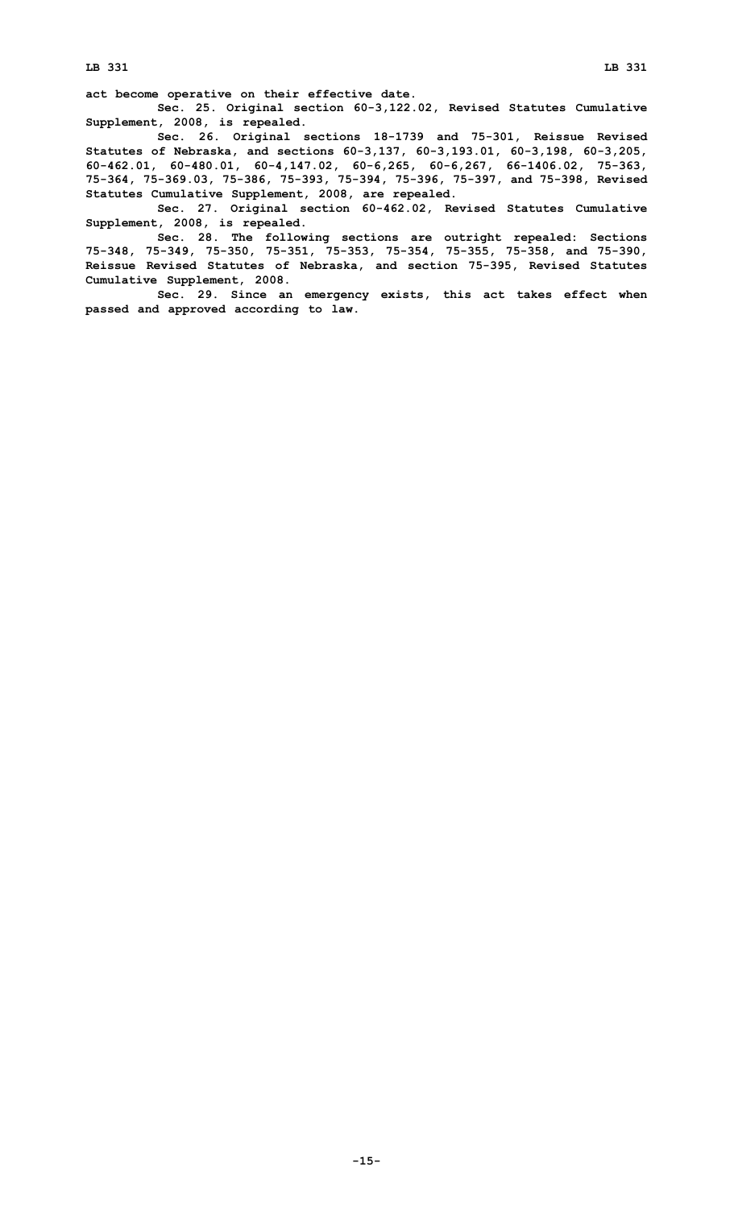act become operative on their effective date.

Sec. 25. Original section 60-3,122.02, Revised Statutes Cumulative Supplement, 2008, is repealed.

Sec. 26. Original sections 18-1739 and 75-301, Reissue Revised Statutes of Nebraska, and sections 60-3,137, 60-3,193.01, 60-3,198, 60-3,205, 60-462.01, 60-480.01, 60-4,147.02, 60-6,265, 60-6,267, 66-1406.02, 75-363, 75-364, 75-369.03, 75-386, 75-393, 75-394, 75-396, 75-397, and 75-398, Revised Statutes Cumulative Supplement, 2008, are repealed.

Sec. 27. Original section 60-462.02, Revised Statutes Cumulative Supplement, 2008, is repealed.

Sec. 28. The following sections are outright repealed: Sections 75-348, 75-349, 75-350, 75-351, 75-353, 75-354, 75-355, 75-358, and 75-390, Reissue Revised Statutes of Nebraska, and section 75-395, Revised Statutes Cumulative Supplement, 2008.

Sec. 29. Since an emergency exists, this act takes effect when passed and approved according to law.